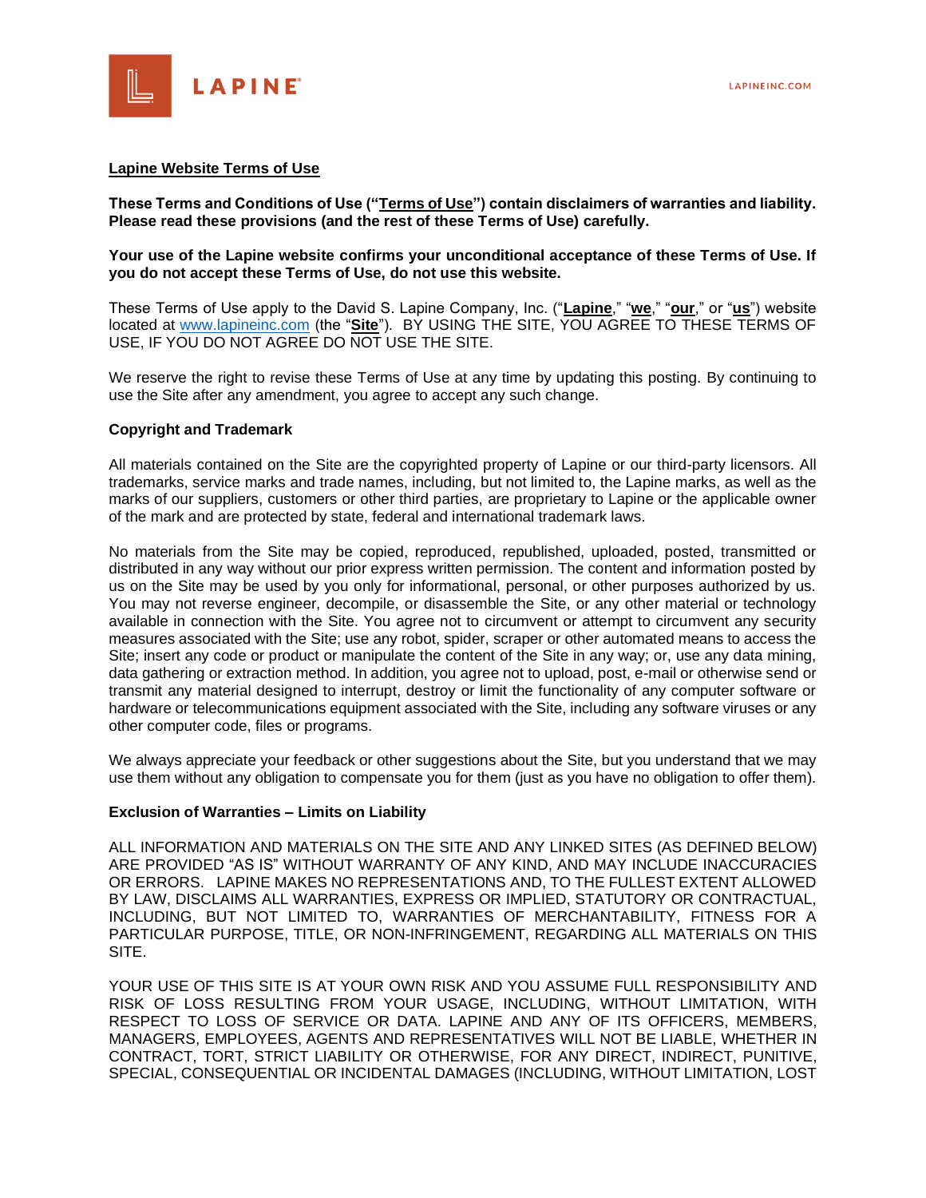**Lapine Website Terms of Use**

**These Terms and Conditions of Use ("Terms of Use") contain disclaimers of warranties and liability. Please read these provisions (and the rest of these Terms of Use) carefully.**

**Your use of the Lapine website confirms your unconditional acceptance of these Terms of Use. If you do not accept these Terms of Use, do not use this website.**

These Terms of Use apply to the David S. Lapine Company, Inc. ("**Lapine**," "**we**," "**our**," or "**us**") website located at www.lapineinc.com (the "**Site**"). BY USING THE SITE, YOU AGREE TO THESE TERMS OF USE, IF YOU DO NOT AGREE DO NOT USE THE SITE.

We reserve the right to revise these Terms of Use at any time by updating this posting. By continuing to use the Site after any amendment, you agree to accept any such change.

**Copyright and Trademark**

All materials contained on the Site are the copyrighted property of Lapine or our third-party licensors. All trademarks, service marks and trade names, including, but not limited to, the Lapine marks, as well as the marks of our suppliers, customers or other third parties, are proprietary to Lapine or the applicable owner of the mark and are protected by state, federal and international trademark laws.

No materials from the Site may be copied, reproduced, republished, uploaded, posted, transmitted or distributed in any way without our prior express written permission. The content and information posted by us on the Site may be used by you only for informational, personal, or other purposes authorized by us. You may not reverse engineer, decompile, or disassemble the Site, or any other material or technology available in connection with the Site. You agree not to circumvent or attempt to circumvent any security measures associated with the Site; use any robot, spider, scraper or other automated means to access the Site; insert any code or product or manipulate the content of the Site in any way; or, use any data mining, data gathering or extraction method. In addition, you agree not to upload, post, e-mail or otherwise send or transmit any material designed to interrupt, destroy or limit the functionality of any computer software or hardware or telecommunications equipment associated with the Site, including any software viruses or any other computer code, files or programs.

We always appreciate your feedback or other suggestions about the Site, but you understand that we may use them without any obligation to compensate you for them (just as you have no obligation to offer them).

**Exclusion of Warranties – Limits on Liability**

ALL INFORMATION AND MATERIALS ON THE SITE AND ANY LINKED SITES (AS DEFINED BELOW) ARE PROVIDED "AS IS" WITHOUT WARRANTY OF ANY KIND, AND MAY INCLUDE INACCURACIES OR ERRORS. LAPINE MAKES NO REPRESENTATIONS AND, TO THE FULLEST EXTENT ALLOWED BY LAW, DISCLAIMS ALL WARRANTIES, EXPRESS OR IMPLIED, STATUTORY OR CONTRACTUAL, INCLUDING, BUT NOT LIMITED TO, WARRANTIES OF MERCHANTABILITY, FITNESS FOR A PARTICULAR PURPOSE, TITLE, OR NON-INFRINGEMENT, REGARDING ALL MATERIALS ON THIS SITE.

YOUR USE OF THIS SITE IS AT YOUR OWN RISK AND YOU ASSUME FULL RESPONSIBILITY AND RISK OF LOSS RESULTING FROM YOUR USAGE, INCLUDING, WITHOUT LIMITATION, WITH RESPECT TO LOSS OF SERVICE OR DATA. LAPINE AND ANY OF ITS OFFICERS, MEMBERS, MANAGERS, EMPLOYEES, AGENTS AND REPRESENTATIVES WILL NOT BE LIABLE, WHETHER IN CONTRACT, TORT, STRICT LIABILITY OR OTHERWISE, FOR ANY DIRECT, INDIRECT, PUNITIVE, SPECIAL, CONSEQUENTIAL OR INCIDENTAL DAMAGES (INCLUDING, WITHOUT LIMITATION, LOST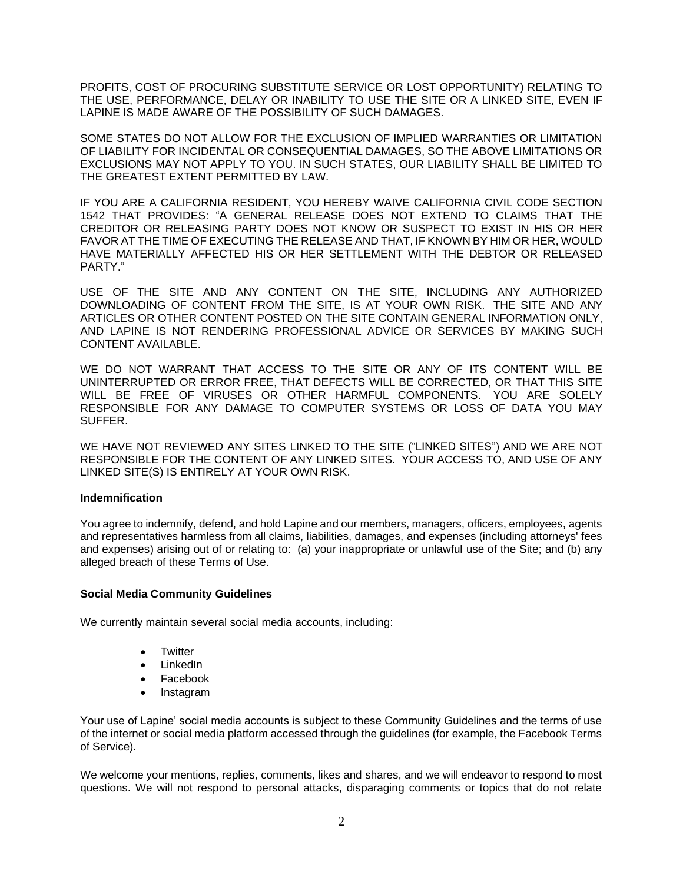PROFITS, COST OF PROCURING SUBSTITUTE SERVICE OR LOST OPPORTUNITY) RELATING TO THE USE, PERFORMANCE, DELAY OR INABILITY TO USE THE SITE OR A LINKED SITE, EVEN IF LAPINE IS MADE AWARE OF THE POSSIBILITY OF SUCH DAMAGES.

SOME STATES DO NOT ALLOW FOR THE EXCLUSION OF IMPLIED WARRANTIES OR LIMITATION OF LIABILITY FOR INCIDENTAL OR CONSEQUENTIAL DAMAGES, SO THE ABOVE LIMITATIONS OR EXCLUSIONS MAY NOT APPLY TO YOU. IN SUCH STATES, OUR LIABILITY SHALL BE LIMITED TO THE GREATEST EXTENT PERMITTED BY LAW.

IF YOU ARE A CALIFORNIA RESIDENT, YOU HEREBY WAIVE CALIFORNIA CIVIL CODE SECTION 1542 THAT PROVIDES: "A GENERAL RELEASE DOES NOT EXTEND TO CLAIMS THAT THE CREDITOR OR RELEASING PARTY DOES NOT KNOW OR SUSPECT TO EXIST IN HIS OR HER FAVOR AT THE TIME OF EXECUTING THE RELEASE AND THAT, IF KNOWN BY HIM OR HER, WOULD HAVE MATERIALLY AFFECTED HIS OR HER SETTLEMENT WITH THE DEBTOR OR RELEASED PARTY."

USE OF THE SITE AND ANY CONTENT ON THE SITE, INCLUDING ANY AUTHORIZED DOWNLOADING OF CONTENT FROM THE SITE, IS AT YOUR OWN RISK. THE SITE AND ANY ARTICLES OR OTHER CONTENT POSTED ON THE SITE CONTAIN GENERAL INFORMATION ONLY, AND LAPINE IS NOT RENDERING PROFESSIONAL ADVICE OR SERVICES BY MAKING SUCH CONTENT AVAILABLE.

WE DO NOT WARRANT THAT ACCESS TO THE SITE OR ANY OF ITS CONTENT WILL BE UNINTERRUPTED OR ERROR FREE, THAT DEFECTS WILL BE CORRECTED, OR THAT THIS SITE WILL BE FREE OF VIRUSES OR OTHER HARMFUL COMPONENTS. YOU ARE SOLELY RESPONSIBLE FOR ANY DAMAGE TO COMPUTER SYSTEMS OR LOSS OF DATA YOU MAY SUFFER.

WE HAVE NOT REVIEWED ANY SITES LINKED TO THE SITE ("LINKED SITES") AND WE ARE NOT RESPONSIBLE FOR THE CONTENT OF ANY LINKED SITES. YOUR ACCESS TO, AND USE OF ANY LINKED SITE(S) IS ENTIRELY AT YOUR OWN RISK.

**Indemnification**

You agree to indemnify, defend, and hold Lapine and our members, managers, officers, employees, agents and representatives harmless from all claims, liabilities, damages, and expenses (including attorneys' fees and expenses) arising out of or relating to: (a) your inappropriate or unlawful use of the Site; and (b) any alleged breach of these Terms of Use.

**Social Media Community Guidelines**

We currently maintain several social media accounts, including:

- Twitter
- LinkedIn
- Facebook
- Instagram

Your use of Lapine' social media accounts is subject to these Community Guidelines and the terms of use of the internet or social media platform accessed through the guidelines (for example, the Facebook Terms of Service).

We welcome your mentions, replies, comments, likes and shares, and we will endeavor to respond to most questions. We will not respond to personal attacks, disparaging comments or topics that do not relate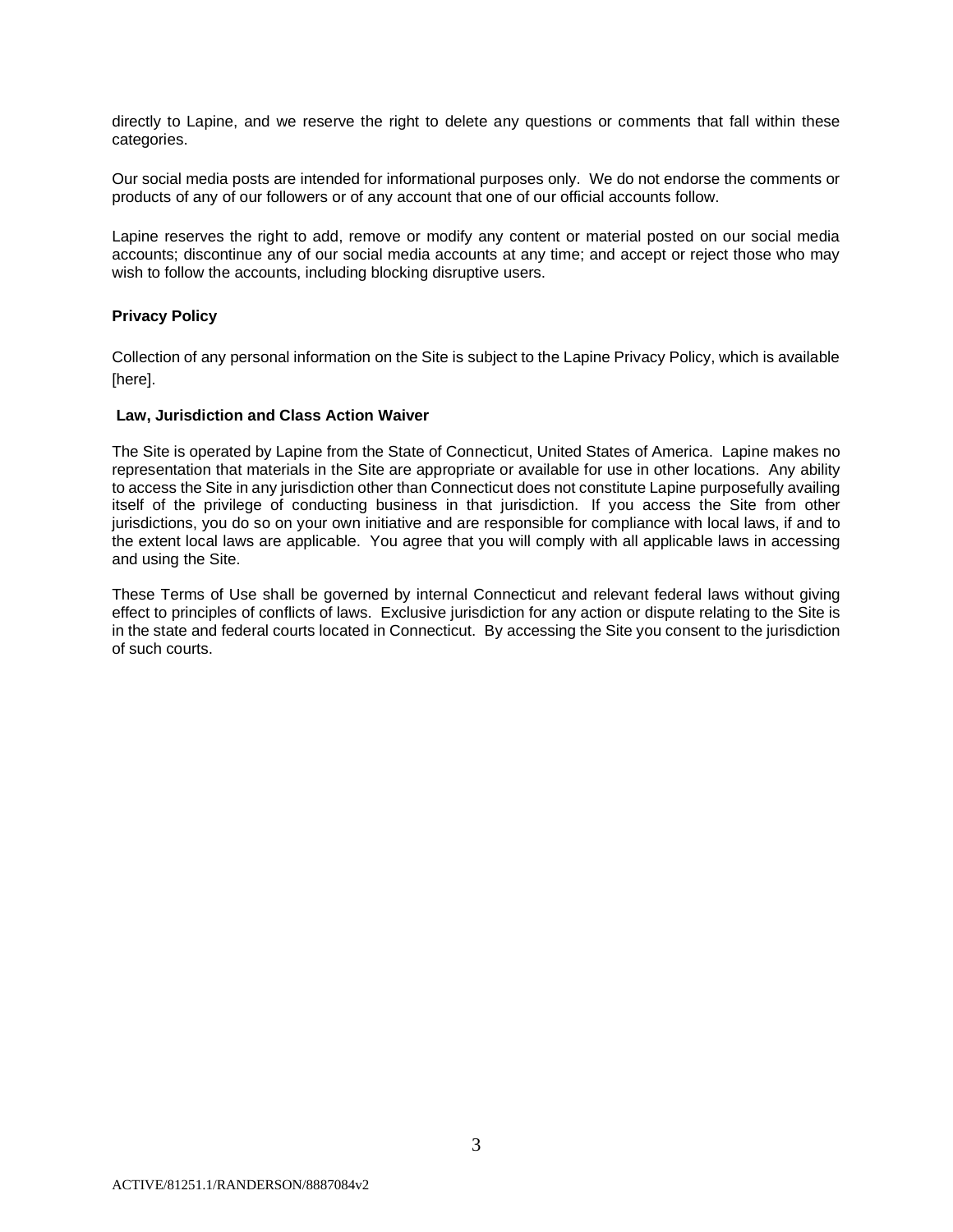directly to Lapine, and we reserve the right to delete any questions or comments that fall within these categories.

Our social media posts are intended for informational purposes only. We do not endorse the comments or products of any of our followers or of any account that one of our official accounts follow.

Lapine reserves the right to add, remove or modify any content or material posted on our social media accounts; discontinue any of our social media accounts at any time; and accept or reject those who may wish to follow the accounts, including blocking disruptive users.

**Privacy Policy**

Collection of any personal information on the Site is subject to the Lapine Privacy Policy, which is available [here].

**Law, Jurisdiction and Class Action Waiver**

The Site is operated by Lapine from the State of Connecticut, United States of America. Lapine makes no representation that materials in the Site are appropriate or available for use in other locations. Any ability to access the Site in any jurisdiction other than Connecticut does not constitute Lapine purposefully availing itself of the privilege of conducting business in that jurisdiction. If you access the Site from other jurisdictions, you do so on your own initiative and are responsible for compliance with local laws, if and to the extent local laws are applicable. You agree that you will comply with all applicable laws in accessing and using the Site.

These Terms of Use shall be governed by internal Connecticut and relevant federal laws without giving effect to principles of conflicts of laws. Exclusive jurisdiction for any action or dispute relating to the Site is in the state and federal courts located in Connecticut. By accessing the Site you consent to the jurisdiction of such courts.

ACTIVE/81251.1/RANDERSON/8887084v2